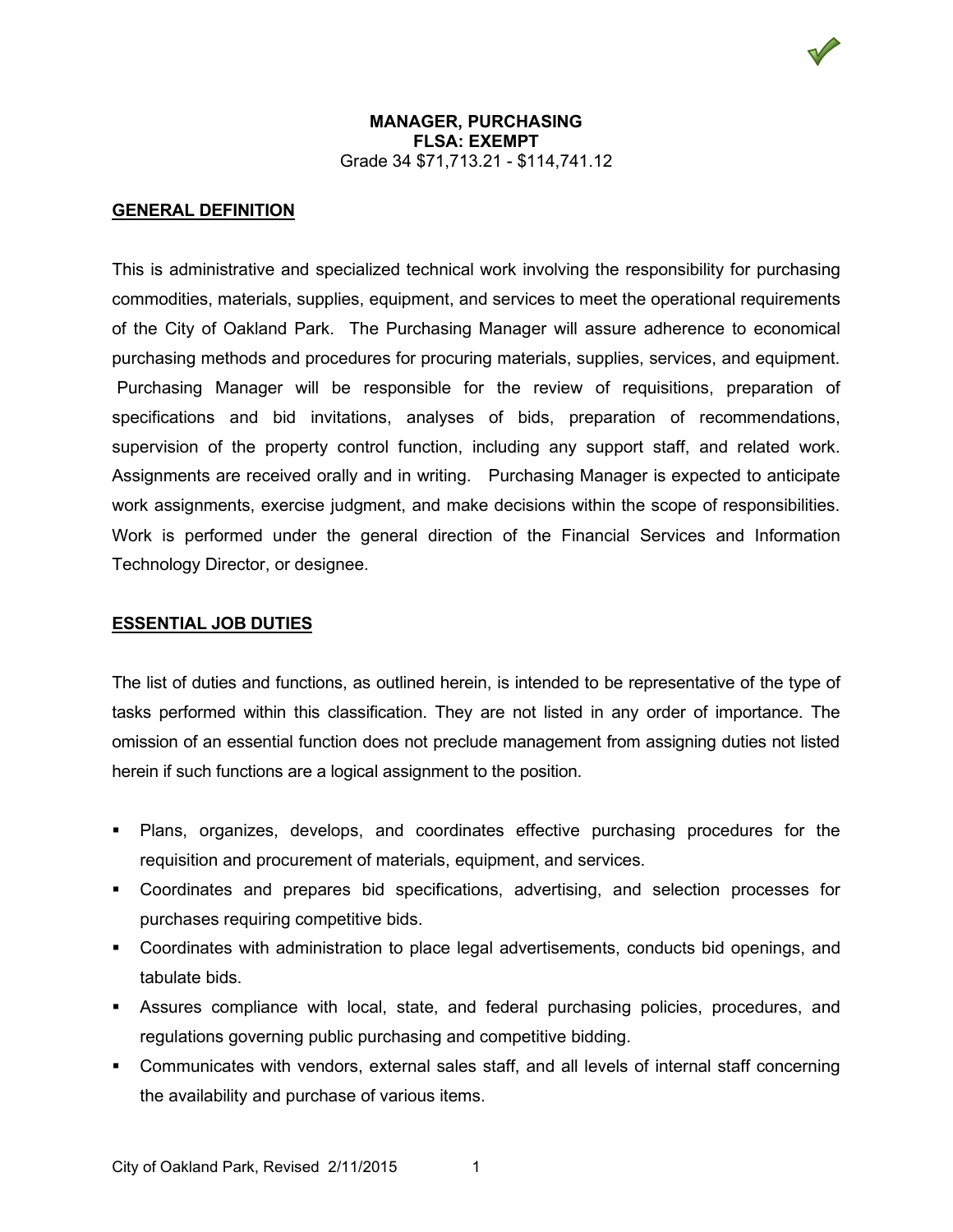**MANAGER, PURCHASING**
**FLSA: EXEMPT**
Grade 34 $71,713.21 - $114,741.12

## GENERAL DEFINITION

This is administrative and specialized technical work involving the responsibility for purchasing commodities, materials, supplies, equipment, and services to meet the operational requirements of the City of Oakland Park. The Purchasing Manager will assure adherence to economical purchasing methods and procedures for procuring materials, supplies, services, and equipment. Purchasing Manager will be responsible for the review of requisitions, preparation of specifications and bid invitations, analyses of bids, preparation of recommendations, supervision of the property control function, including any support staff, and related work. Assignments are received orally and in writing. Purchasing Manager is expected to anticipate work assignments, exercise judgment, and make decisions within the scope of responsibilities. Work is performed under the general direction of the Financial Services and Information Technology Director, or designee.

## ESSENTIAL JOB DUTIES

The list of duties and functions, as outlined herein, is intended to be representative of the type of tasks performed within this classification. They are not listed in any order of importance. The omission of an essential function does not preclude management from assigning duties not listed herein if such functions are a logical assignment to the position.

- Plans, organizes, develops, and coordinates effective purchasing procedures for the requisition and procurement of materials, equipment, and services.
- Coordinates and prepares bid specifications, advertising, and selection processes for purchases requiring competitive bids.
- Coordinates with administration to place legal advertisements, conducts bid openings, and tabulate bids.
- Assures compliance with local, state, and federal purchasing policies, procedures, and regulations governing public purchasing and competitive bidding.
- Communicates with vendors, external sales staff, and all levels of internal staff concerning the availability and purchase of various items.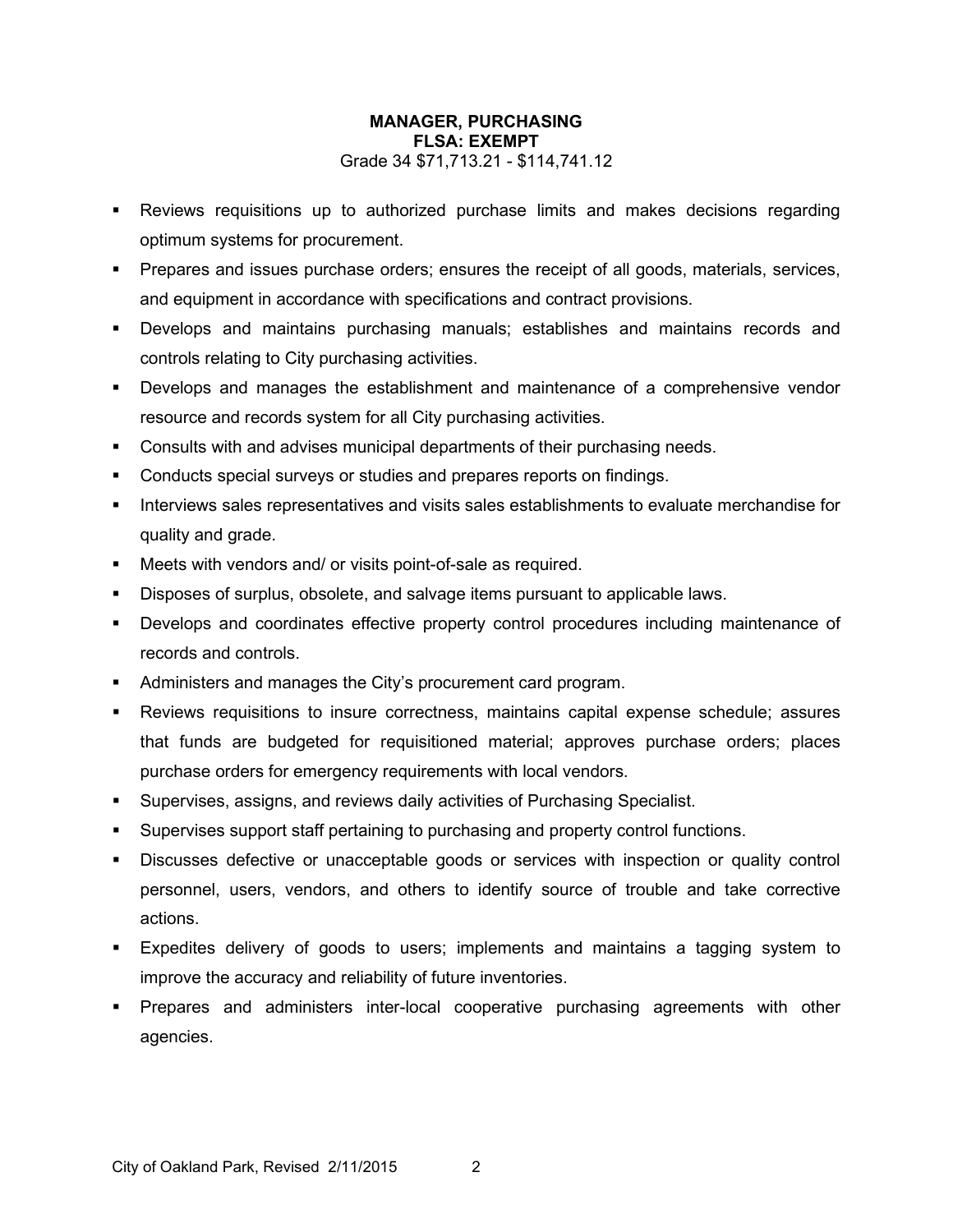**MANAGER, PURCHASING**
**FLSA: EXEMPT**
Grade 34 $71,713.21 - $114,741.12

- Reviews requisitions up to authorized purchase limits and makes decisions regarding optimum systems for procurement.
- Prepares and issues purchase orders; ensures the receipt of all goods, materials, services, and equipment in accordance with specifications and contract provisions.
- Develops and maintains purchasing manuals; establishes and maintains records and controls relating to City purchasing activities.
- Develops and manages the establishment and maintenance of a comprehensive vendor resource and records system for all City purchasing activities.
- Consults with and advises municipal departments of their purchasing needs.
- Conducts special surveys or studies and prepares reports on findings.
- Interviews sales representatives and visits sales establishments to evaluate merchandise for quality and grade.
- Meets with vendors and/ or visits point-of-sale as required.
- Disposes of surplus, obsolete, and salvage items pursuant to applicable laws.
- Develops and coordinates effective property control procedures including maintenance of records and controls.
- Administers and manages the City's procurement card program.
- Reviews requisitions to insure correctness, maintains capital expense schedule; assures that funds are budgeted for requisitioned material; approves purchase orders; places purchase orders for emergency requirements with local vendors.
- Supervises, assigns, and reviews daily activities of Purchasing Specialist.
- Supervises support staff pertaining to purchasing and property control functions.
- Discusses defective or unacceptable goods or services with inspection or quality control personnel, users, vendors, and others to identify source of trouble and take corrective actions.
- Expedites delivery of goods to users; implements and maintains a tagging system to improve the accuracy and reliability of future inventories.
- Prepares and administers inter-local cooperative purchasing agreements with other agencies.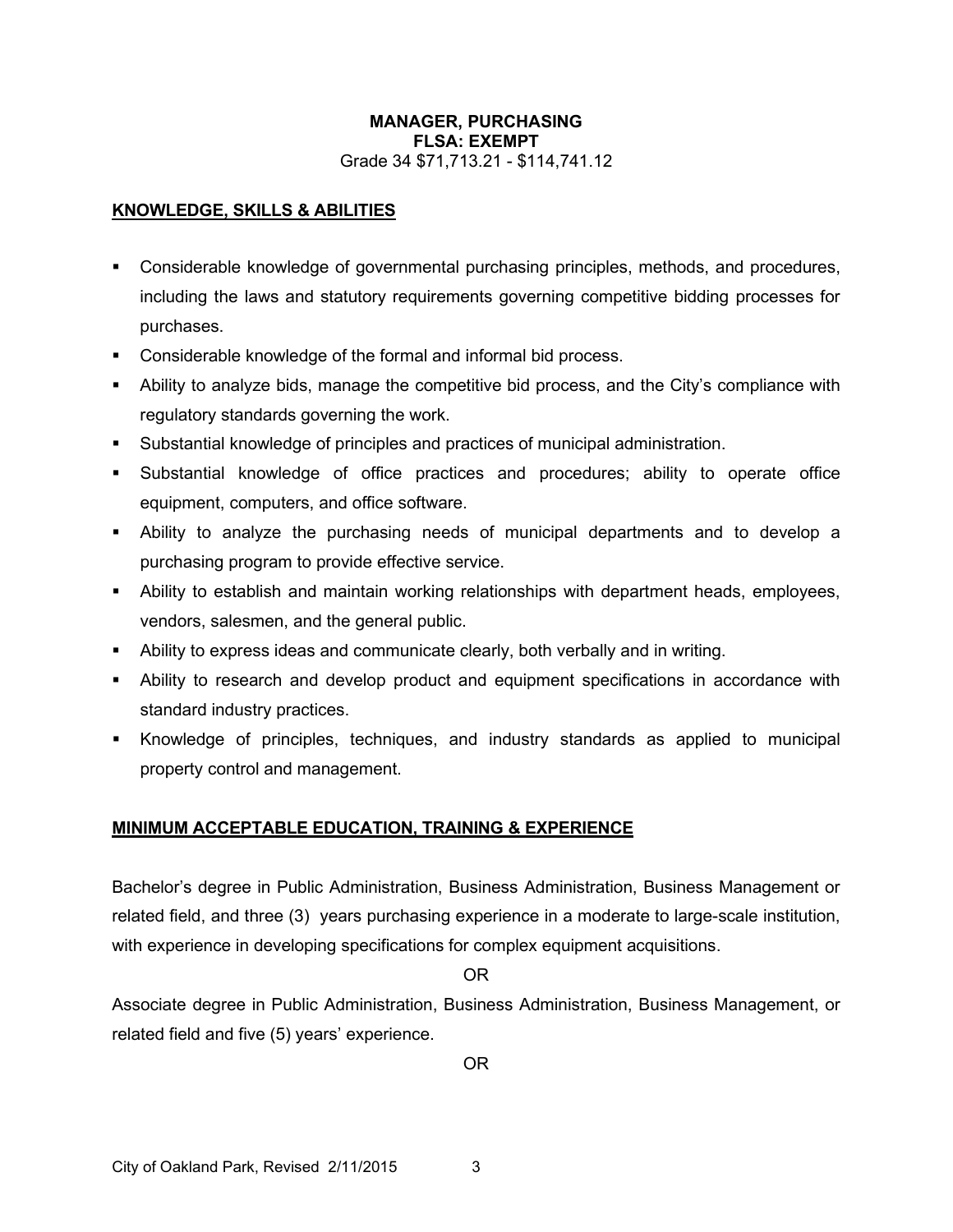**MANAGER, PURCHASING**
**FLSA: EXEMPT**
Grade 34 $71,713.21 - $114,741.12

## KNOWLEDGE, SKILLS & ABILITIES

- Considerable knowledge of governmental purchasing principles, methods, and procedures, including the laws and statutory requirements governing competitive bidding processes for purchases.
- Considerable knowledge of the formal and informal bid process.
- Ability to analyze bids, manage the competitive bid process, and the City's compliance with regulatory standards governing the work.
- Substantial knowledge of principles and practices of municipal administration.
- Substantial knowledge of office practices and procedures; ability to operate office equipment, computers, and office software.
- Ability to analyze the purchasing needs of municipal departments and to develop a purchasing program to provide effective service.
- Ability to establish and maintain working relationships with department heads, employees, vendors, salesmen, and the general public.
- Ability to express ideas and communicate clearly, both verbally and in writing.
- Ability to research and develop product and equipment specifications in accordance with standard industry practices.
- Knowledge of principles, techniques, and industry standards as applied to municipal property control and management.

## MINIMUM ACCEPTABLE EDUCATION, TRAINING & EXPERIENCE

Bachelor's degree in Public Administration, Business Administration, Business Management or related field, and three (3) years purchasing experience in a moderate to large-scale institution, with experience in developing specifications for complex equipment acquisitions.

OR

Associate degree in Public Administration, Business Administration, Business Management, or related field and five (5) years' experience.

OR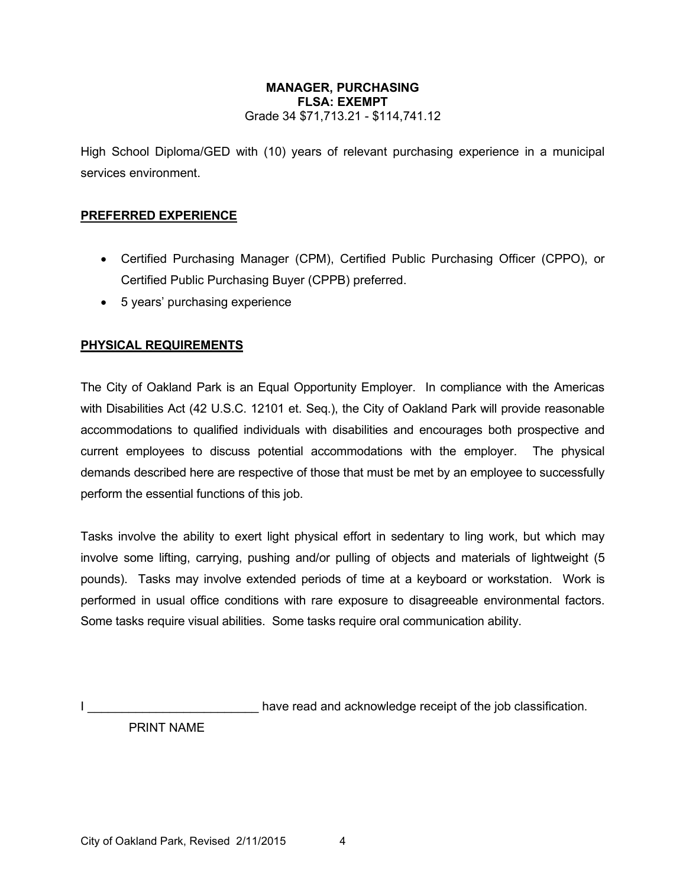**MANAGER, PURCHASING**
**FLSA: EXEMPT**
Grade 34 $71,713.21 - $114,741.12

High School Diploma/GED with (10) years of relevant purchasing experience in a municipal services environment.

## PREFERRED EXPERIENCE

- Certified Purchasing Manager (CPM), Certified Public Purchasing Officer (CPPO), or Certified Public Purchasing Buyer (CPPB) preferred.
- 5 years' purchasing experience

## PHYSICAL REQUIREMENTS

The City of Oakland Park is an Equal Opportunity Employer. In compliance with the Americas with Disabilities Act (42 U.S.C. 12101 et. Seq.), the City of Oakland Park will provide reasonable accommodations to qualified individuals with disabilities and encourages both prospective and current employees to discuss potential accommodations with the employer. The physical demands described here are respective of those that must be met by an employee to successfully perform the essential functions of this job.

Tasks involve the ability to exert light physical effort in sedentary to ling work, but which may involve some lifting, carrying, pushing and/or pulling of objects and materials of lightweight (5 pounds). Tasks may involve extended periods of time at a keyboard or workstation. Work is performed in usual office conditions with rare exposure to disagreeable environmental factors. Some tasks require visual abilities. Some tasks require oral communication ability.

I _________________________ have read and acknowledge receipt of the job classification.
PRINT NAME

City of Oakland Park, Revised 2/11/2015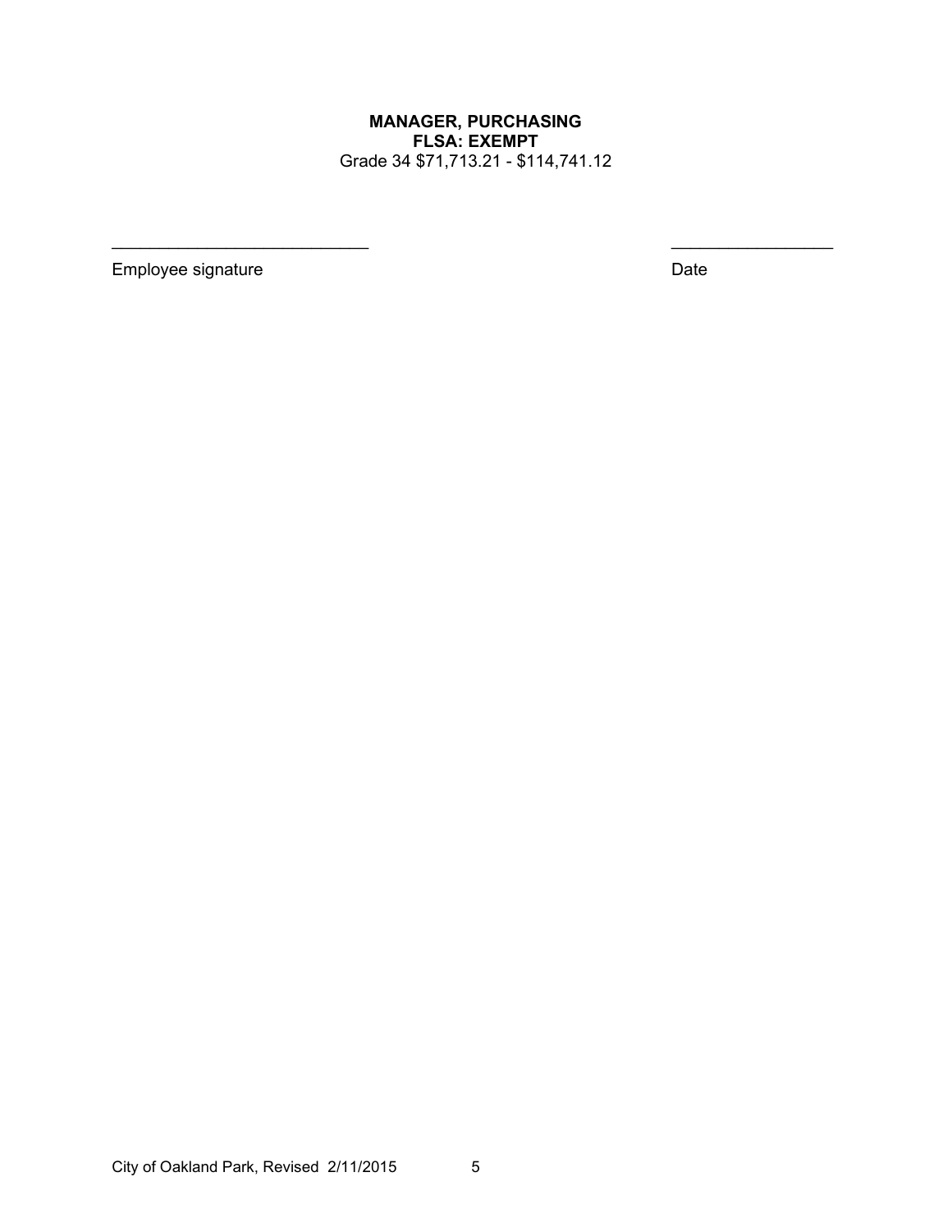**MANAGER, PURCHASING**
**FLSA: EXEMPT**
Grade 34 $71,713.21 - $114,741.12

\_\_\_\_\_\_\_\_\_\_\_\_\_\_\_\_\_\_\_\_\_\_\_\_\_\_\_\_ \_\_\_\_\_\_\_\_\_\_\_\_\_\_\_\_\_\_

Employee signature Date